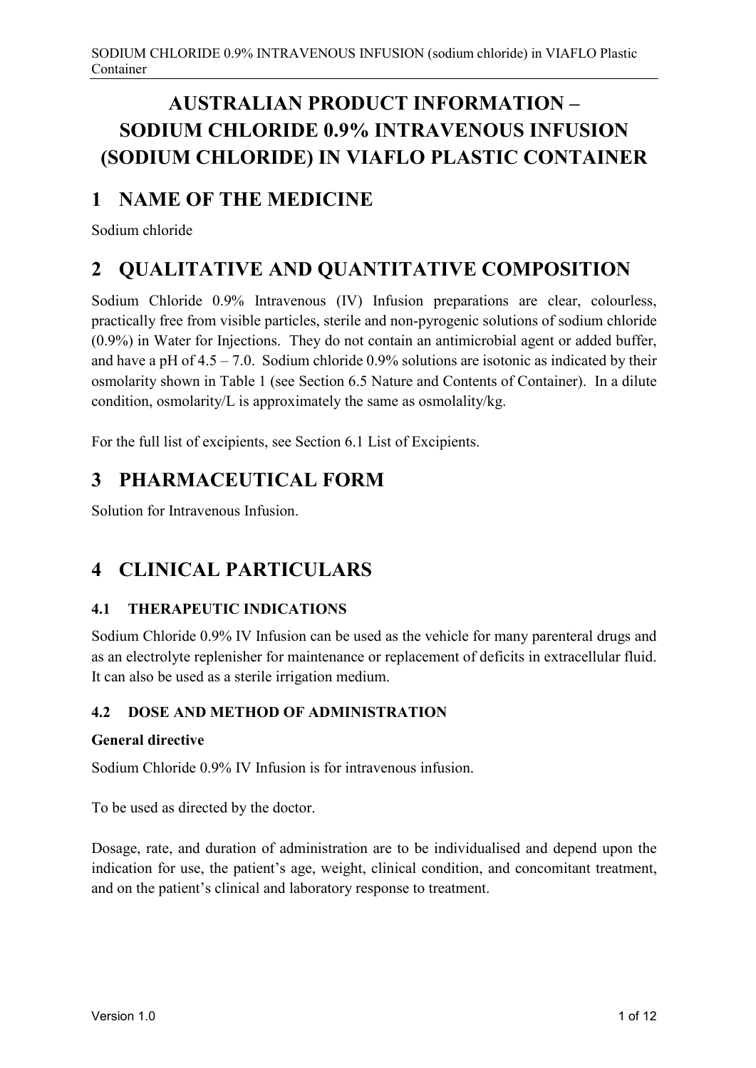# AUSTRALIAN PRODUCT INFORMATION – SODIUM CHLORIDE 0.9% INTRAVENOUS INFUSION (SODIUM CHLORIDE) IN VIAFLO PLASTIC CONTAINER

## 1 NAME OF THE MEDICINE

Sodium chloride

## 2 QUALITATIVE AND QUANTITATIVE COMPOSITION

Sodium Chloride 0.9% Intravenous (IV) Infusion preparations are clear, colourless, practically free from visible particles, sterile and non-pyrogenic solutions of sodium chloride (0.9%) in Water for Injections. They do not contain an antimicrobial agent or added buffer, and have a pH of 4.5 – 7.0. Sodium chloride 0.9% solutions are isotonic as indicated by their osmolarity shown in Table 1 (see Section 6.5 Nature and Contents of Container). In a dilute condition, osmolarity/L is approximately the same as osmolality/kg.

For the full list of excipients, see Section 6.1 List of Excipients.

## 3 PHARMACEUTICAL FORM

Solution for Intravenous Infusion.

## 4 CLINICAL PARTICULARS

### 4.1 THERAPEUTIC INDICATIONS

Sodium Chloride 0.9% IV Infusion can be used as the vehicle for many parenteral drugs and as an electrolyte replenisher for maintenance or replacement of deficits in extracellular fluid. It can also be used as a sterile irrigation medium.

### 4.2 DOSE AND METHOD OF ADMINISTRATION

**General directive**

Sodium Chloride 0.9% IV Infusion is for intravenous infusion.

To be used as directed by the doctor.

Dosage, rate, and duration of administration are to be individualised and depend upon the indication for use, the patient's age, weight, clinical condition, and concomitant treatment, and on the patient's clinical and laboratory response to treatment.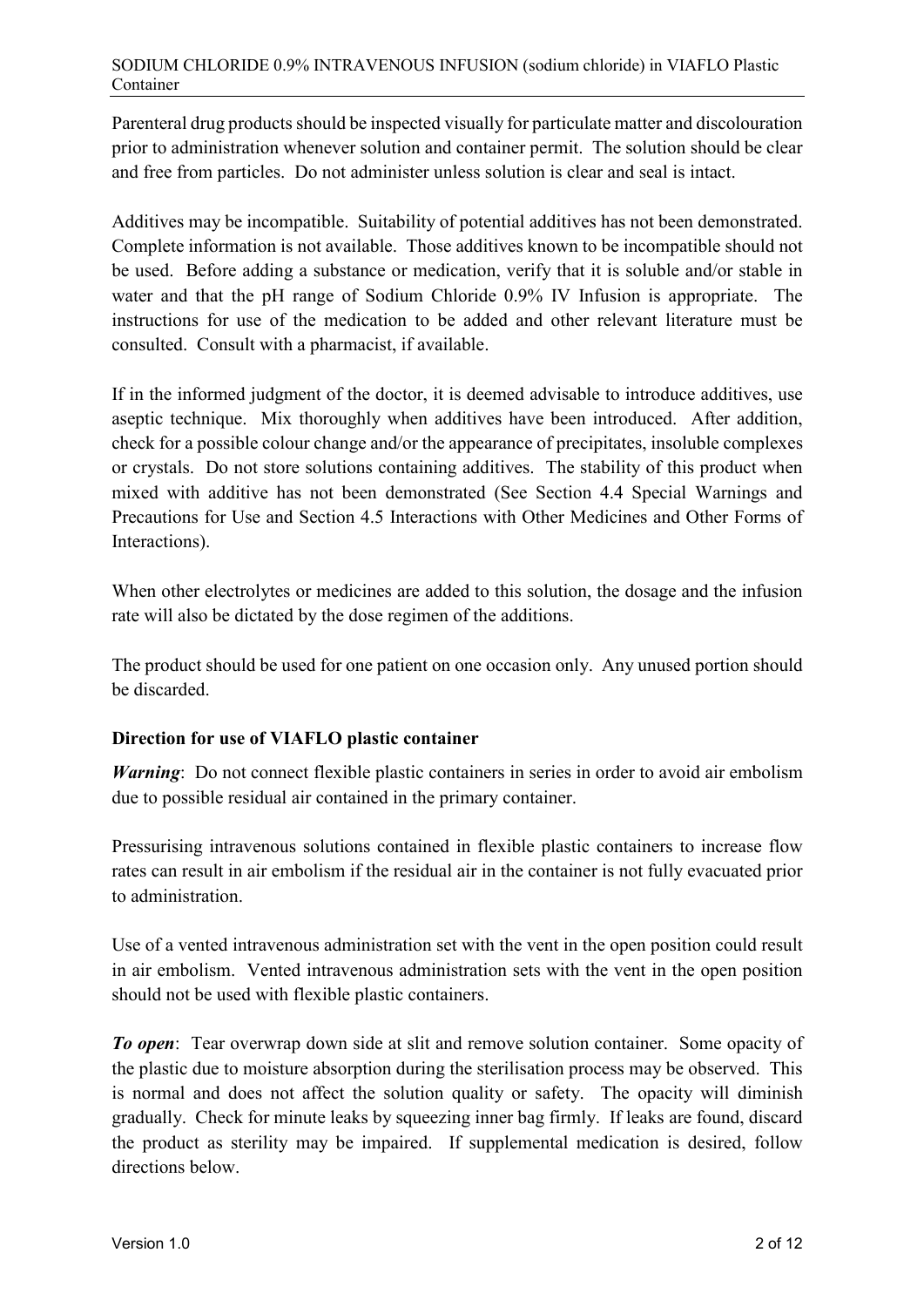Parenteral drug products should be inspected visually for particulate matter and discolouration prior to administration whenever solution and container permit. The solution should be clear and free from particles. Do not administer unless solution is clear and seal is intact.

Additives may be incompatible. Suitability of potential additives has not been demonstrated. Complete information is not available. Those additives known to be incompatible should not be used. Before adding a substance or medication, verify that it is soluble and/or stable in water and that the pH range of Sodium Chloride 0.9% IV Infusion is appropriate. The instructions for use of the medication to be added and other relevant literature must be consulted. Consult with a pharmacist, if available.

If in the informed judgment of the doctor, it is deemed advisable to introduce additives, use aseptic technique. Mix thoroughly when additives have been introduced. After addition, check for a possible colour change and/or the appearance of precipitates, insoluble complexes or crystals. Do not store solutions containing additives. The stability of this product when mixed with additive has not been demonstrated (See Section 4.4 Special Warnings and Precautions for Use and Section 4.5 Interactions with Other Medicines and Other Forms of Interactions).

When other electrolytes or medicines are added to this solution, the dosage and the infusion rate will also be dictated by the dose regimen of the additions.

The product should be used for one patient on one occasion only. Any unused portion should be discarded.

**Direction for use of VIAFLO plastic container**

***Warning***: Do not connect flexible plastic containers in series in order to avoid air embolism due to possible residual air contained in the primary container.

Pressurising intravenous solutions contained in flexible plastic containers to increase flow rates can result in air embolism if the residual air in the container is not fully evacuated prior to administration.

Use of a vented intravenous administration set with the vent in the open position could result in air embolism. Vented intravenous administration sets with the vent in the open position should not be used with flexible plastic containers.

***To open***: Tear overwrap down side at slit and remove solution container. Some opacity of the plastic due to moisture absorption during the sterilisation process may be observed. This is normal and does not affect the solution quality or safety. The opacity will diminish gradually. Check for minute leaks by squeezing inner bag firmly. If leaks are found, discard the product as sterility may be impaired. If supplemental medication is desired, follow directions below.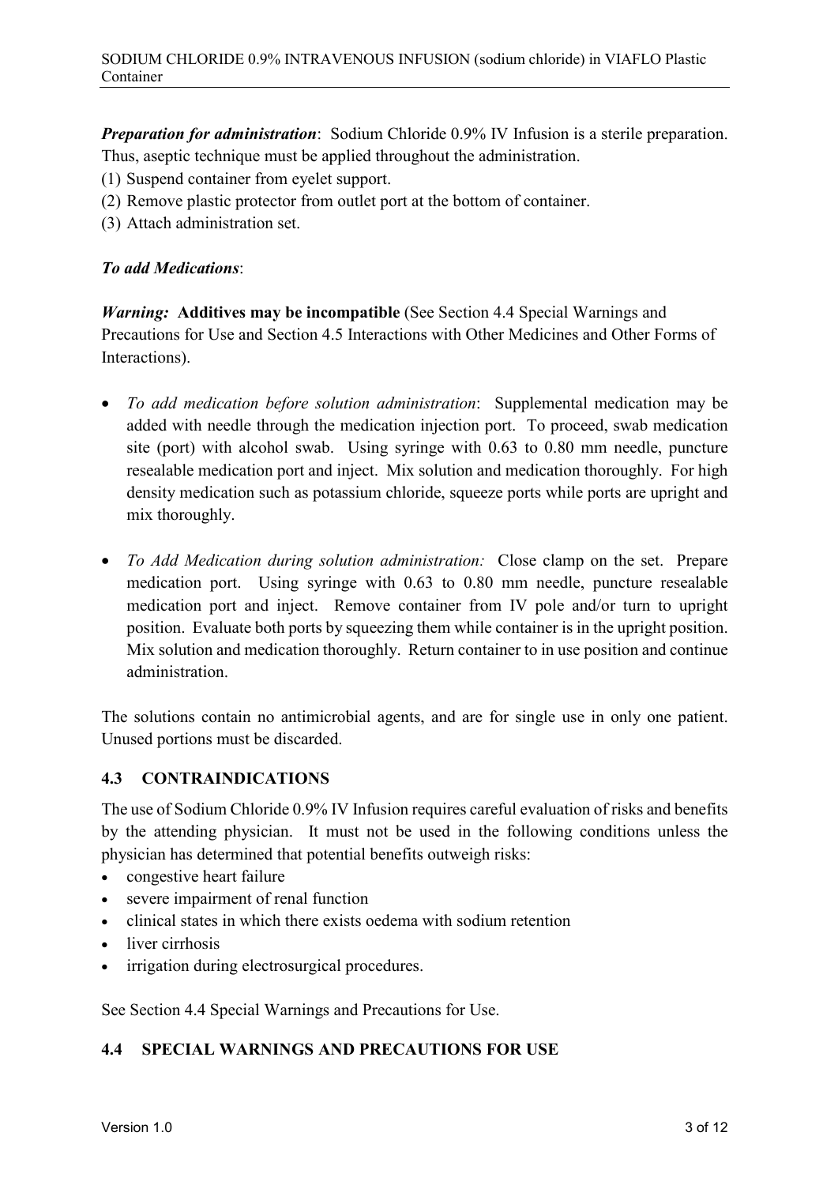***Preparation for administration***: Sodium Chloride 0.9% IV Infusion is a sterile preparation. Thus, aseptic technique must be applied throughout the administration.

(1) Suspend container from eyelet support.
(2) Remove plastic protector from outlet port at the bottom of container.
(3) Attach administration set.

***To add Medications***:

***Warning:*** **Additives may be incompatible** (See Section 4.4 Special Warnings and Precautions for Use and Section 4.5 Interactions with Other Medicines and Other Forms of Interactions).

- *To add medication before solution administration*: Supplemental medication may be added with needle through the medication injection port. To proceed, swab medication site (port) with alcohol swab. Using syringe with 0.63 to 0.80 mm needle, puncture resealable medication port and inject. Mix solution and medication thoroughly. For high density medication such as potassium chloride, squeeze ports while ports are upright and mix thoroughly.

- *To Add Medication during solution administration:* Close clamp on the set. Prepare medication port. Using syringe with 0.63 to 0.80 mm needle, puncture resealable medication port and inject. Remove container from IV pole and/or turn to upright position. Evaluate both ports by squeezing them while container is in the upright position. Mix solution and medication thoroughly. Return container to in use position and continue administration.

The solutions contain no antimicrobial agents, and are for single use in only one patient. Unused portions must be discarded.

### 4.3 CONTRAINDICATIONS

The use of Sodium Chloride 0.9% IV Infusion requires careful evaluation of risks and benefits by the attending physician. It must not be used in the following conditions unless the physician has determined that potential benefits outweigh risks:

- congestive heart failure
- severe impairment of renal function
- clinical states in which there exists oedema with sodium retention
- liver cirrhosis
- irrigation during electrosurgical procedures.

See Section 4.4 Special Warnings and Precautions for Use.

### 4.4 SPECIAL WARNINGS AND PRECAUTIONS FOR USE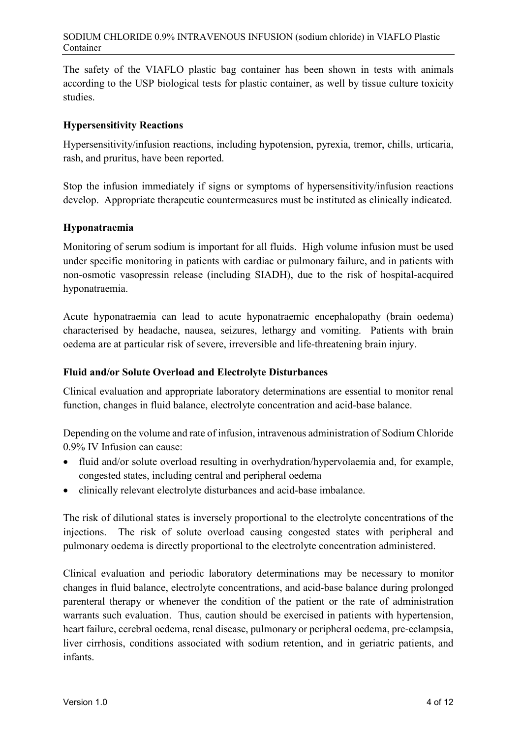The safety of the VIAFLO plastic bag container has been shown in tests with animals according to the USP biological tests for plastic container, as well by tissue culture toxicity studies.

### Hypersensitivity Reactions

Hypersensitivity/infusion reactions, including hypotension, pyrexia, tremor, chills, urticaria, rash, and pruritus, have been reported.

Stop the infusion immediately if signs or symptoms of hypersensitivity/infusion reactions develop. Appropriate therapeutic countermeasures must be instituted as clinically indicated.

### Hyponatraemia

Monitoring of serum sodium is important for all fluids. High volume infusion must be used under specific monitoring in patients with cardiac or pulmonary failure, and in patients with non-osmotic vasopressin release (including SIADH), due to the risk of hospital-acquired hyponatraemia.

Acute hyponatraemia can lead to acute hyponatraemic encephalopathy (brain oedema) characterised by headache, nausea, seizures, lethargy and vomiting. Patients with brain oedema are at particular risk of severe, irreversible and life-threatening brain injury.

### Fluid and/or Solute Overload and Electrolyte Disturbances

Clinical evaluation and appropriate laboratory determinations are essential to monitor renal function, changes in fluid balance, electrolyte concentration and acid-base balance.

Depending on the volume and rate of infusion, intravenous administration of Sodium Chloride 0.9% IV Infusion can cause:

- fluid and/or solute overload resulting in overhydration/hypervolaemia and, for example, congested states, including central and peripheral oedema
- clinically relevant electrolyte disturbances and acid-base imbalance.

The risk of dilutional states is inversely proportional to the electrolyte concentrations of the injections. The risk of solute overload causing congested states with peripheral and pulmonary oedema is directly proportional to the electrolyte concentration administered.

Clinical evaluation and periodic laboratory determinations may be necessary to monitor changes in fluid balance, electrolyte concentrations, and acid-base balance during prolonged parenteral therapy or whenever the condition of the patient or the rate of administration warrants such evaluation. Thus, caution should be exercised in patients with hypertension, heart failure, cerebral oedema, renal disease, pulmonary or peripheral oedema, pre-eclampsia, liver cirrhosis, conditions associated with sodium retention, and in geriatric patients, and infants.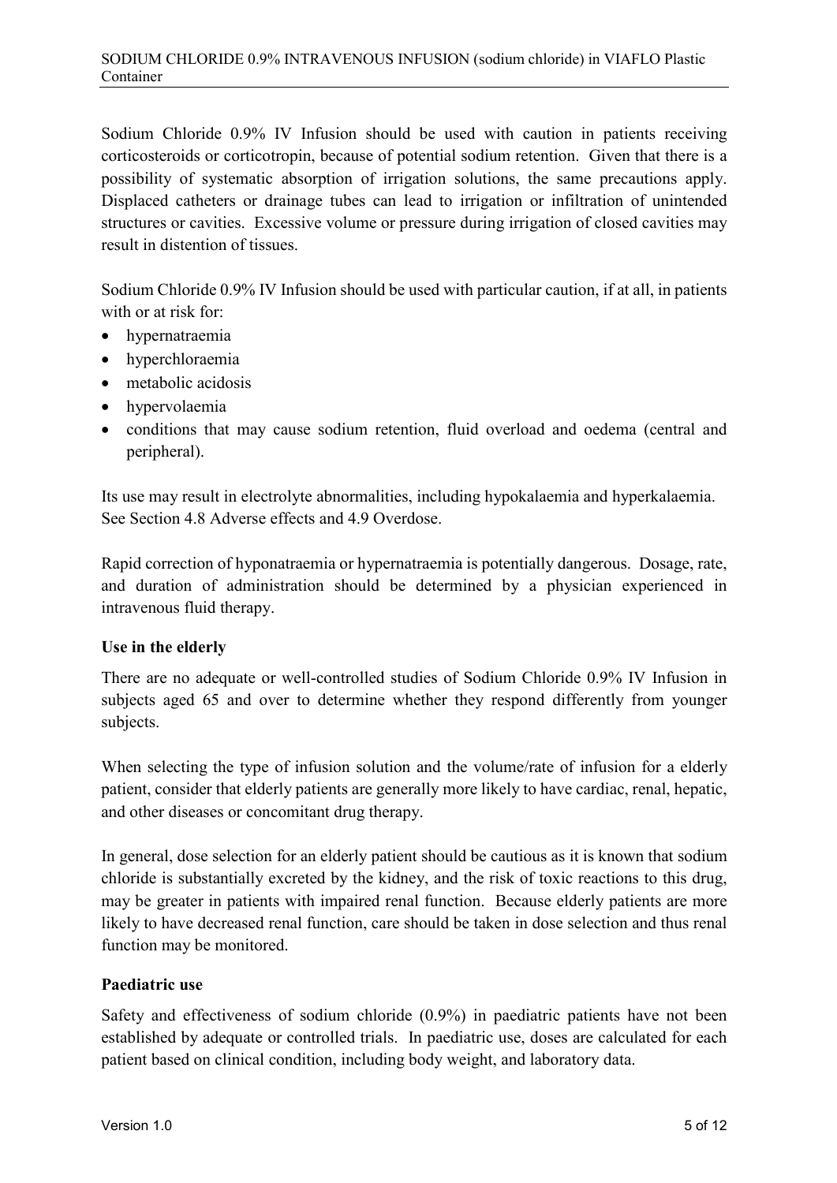Sodium Chloride 0.9% IV Infusion should be used with caution in patients receiving corticosteroids or corticotropin, because of potential sodium retention. Given that there is a possibility of systematic absorption of irrigation solutions, the same precautions apply. Displaced catheters or drainage tubes can lead to irrigation or infiltration of unintended structures or cavities. Excessive volume or pressure during irrigation of closed cavities may result in distention of tissues.

Sodium Chloride 0.9% IV Infusion should be used with particular caution, if at all, in patients with or at risk for:

- hypernatraemia
- hyperchloraemia
- metabolic acidosis
- hypervolaemia
- conditions that may cause sodium retention, fluid overload and oedema (central and peripheral).

Its use may result in electrolyte abnormalities, including hypokalaemia and hyperkalaemia. See Section 4.8 Adverse effects and 4.9 Overdose.

Rapid correction of hyponatraemia or hypernatraemia is potentially dangerous. Dosage, rate, and duration of administration should be determined by a physician experienced in intravenous fluid therapy.

**Use in the elderly**

There are no adequate or well-controlled studies of Sodium Chloride 0.9% IV Infusion in subjects aged 65 and over to determine whether they respond differently from younger subjects.

When selecting the type of infusion solution and the volume/rate of infusion for a elderly patient, consider that elderly patients are generally more likely to have cardiac, renal, hepatic, and other diseases or concomitant drug therapy.

In general, dose selection for an elderly patient should be cautious as it is known that sodium chloride is substantially excreted by the kidney, and the risk of toxic reactions to this drug, may be greater in patients with impaired renal function. Because elderly patients are more likely to have decreased renal function, care should be taken in dose selection and thus renal function may be monitored.

**Paediatric use**

Safety and effectiveness of sodium chloride (0.9%) in paediatric patients have not been established by adequate or controlled trials. In paediatric use, doses are calculated for each patient based on clinical condition, including body weight, and laboratory data.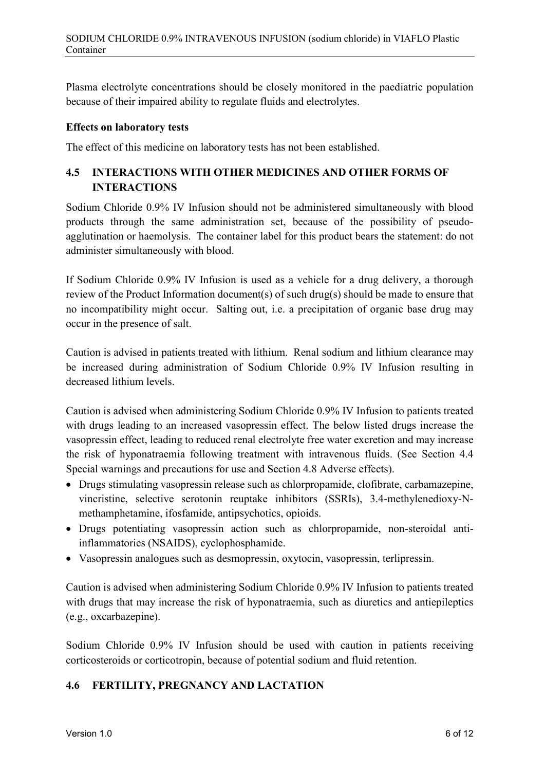Plasma electrolyte concentrations should be closely monitored in the paediatric population because of their impaired ability to regulate fluids and electrolytes.

**Effects on laboratory tests**

The effect of this medicine on laboratory tests has not been established.

## 4.5 INTERACTIONS WITH OTHER MEDICINES AND OTHER FORMS OF INTERACTIONS

Sodium Chloride 0.9% IV Infusion should not be administered simultaneously with blood products through the same administration set, because of the possibility of pseudo-agglutination or haemolysis. The container label for this product bears the statement: do not administer simultaneously with blood.

If Sodium Chloride 0.9% IV Infusion is used as a vehicle for a drug delivery, a thorough review of the Product Information document(s) of such drug(s) should be made to ensure that no incompatibility might occur. Salting out, i.e. a precipitation of organic base drug may occur in the presence of salt.

Caution is advised in patients treated with lithium. Renal sodium and lithium clearance may be increased during administration of Sodium Chloride 0.9% IV Infusion resulting in decreased lithium levels.

Caution is advised when administering Sodium Chloride 0.9% IV Infusion to patients treated with drugs leading to an increased vasopressin effect. The below listed drugs increase the vasopressin effect, leading to reduced renal electrolyte free water excretion and may increase the risk of hyponatraemia following treatment with intravenous fluids. (See Section 4.4 Special warnings and precautions for use and Section 4.8 Adverse effects).

- Drugs stimulating vasopressin release such as chlorpropamide, clofibrate, carbamazepine, vincristine, selective serotonin reuptake inhibitors (SSRIs), 3.4-methylenedioxy-N-methamphetamine, ifosfamide, antipsychotics, opioids.
- Drugs potentiating vasopressin action such as chlorpropamide, non-steroidal anti-inflammatories (NSAIDS), cyclophosphamide.
- Vasopressin analogues such as desmopressin, oxytocin, vasopressin, terlipressin.

Caution is advised when administering Sodium Chloride 0.9% IV Infusion to patients treated with drugs that may increase the risk of hyponatraemia, such as diuretics and antiepileptics (e.g., oxcarbazepine).

Sodium Chloride 0.9% IV Infusion should be used with caution in patients receiving corticosteroids or corticotropin, because of potential sodium and fluid retention.

## 4.6 FERTILITY, PREGNANCY AND LACTATION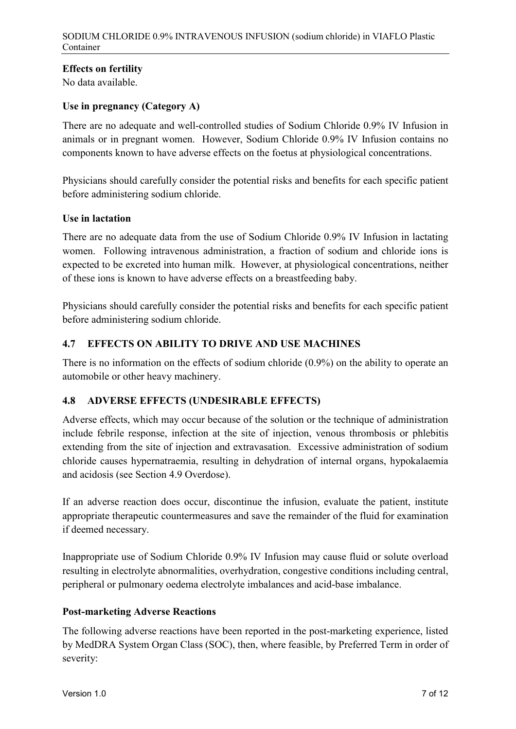**Effects on fertility**

No data available.

**Use in pregnancy (Category A)**

There are no adequate and well-controlled studies of Sodium Chloride 0.9% IV Infusion in animals or in pregnant women. However, Sodium Chloride 0.9% IV Infusion contains no components known to have adverse effects on the foetus at physiological concentrations.

Physicians should carefully consider the potential risks and benefits for each specific patient before administering sodium chloride.

**Use in lactation**

There are no adequate data from the use of Sodium Chloride 0.9% IV Infusion in lactating women. Following intravenous administration, a fraction of sodium and chloride ions is expected to be excreted into human milk. However, at physiological concentrations, neither of these ions is known to have adverse effects on a breastfeeding baby.

Physicians should carefully consider the potential risks and benefits for each specific patient before administering sodium chloride.

## 4.7 EFFECTS ON ABILITY TO DRIVE AND USE MACHINES

There is no information on the effects of sodium chloride (0.9%) on the ability to operate an automobile or other heavy machinery.

## 4.8 ADVERSE EFFECTS (UNDESIRABLE EFFECTS)

Adverse effects, which may occur because of the solution or the technique of administration include febrile response, infection at the site of injection, venous thrombosis or phlebitis extending from the site of injection and extravasation. Excessive administration of sodium chloride causes hypernatraemia, resulting in dehydration of internal organs, hypokalaemia and acidosis (see Section 4.9 Overdose).

If an adverse reaction does occur, discontinue the infusion, evaluate the patient, institute appropriate therapeutic countermeasures and save the remainder of the fluid for examination if deemed necessary.

Inappropriate use of Sodium Chloride 0.9% IV Infusion may cause fluid or solute overload resulting in electrolyte abnormalities, overhydration, congestive conditions including central, peripheral or pulmonary oedema electrolyte imbalances and acid-base imbalance.

**Post-marketing Adverse Reactions**

The following adverse reactions have been reported in the post-marketing experience, listed by MedDRA System Organ Class (SOC), then, where feasible, by Preferred Term in order of severity: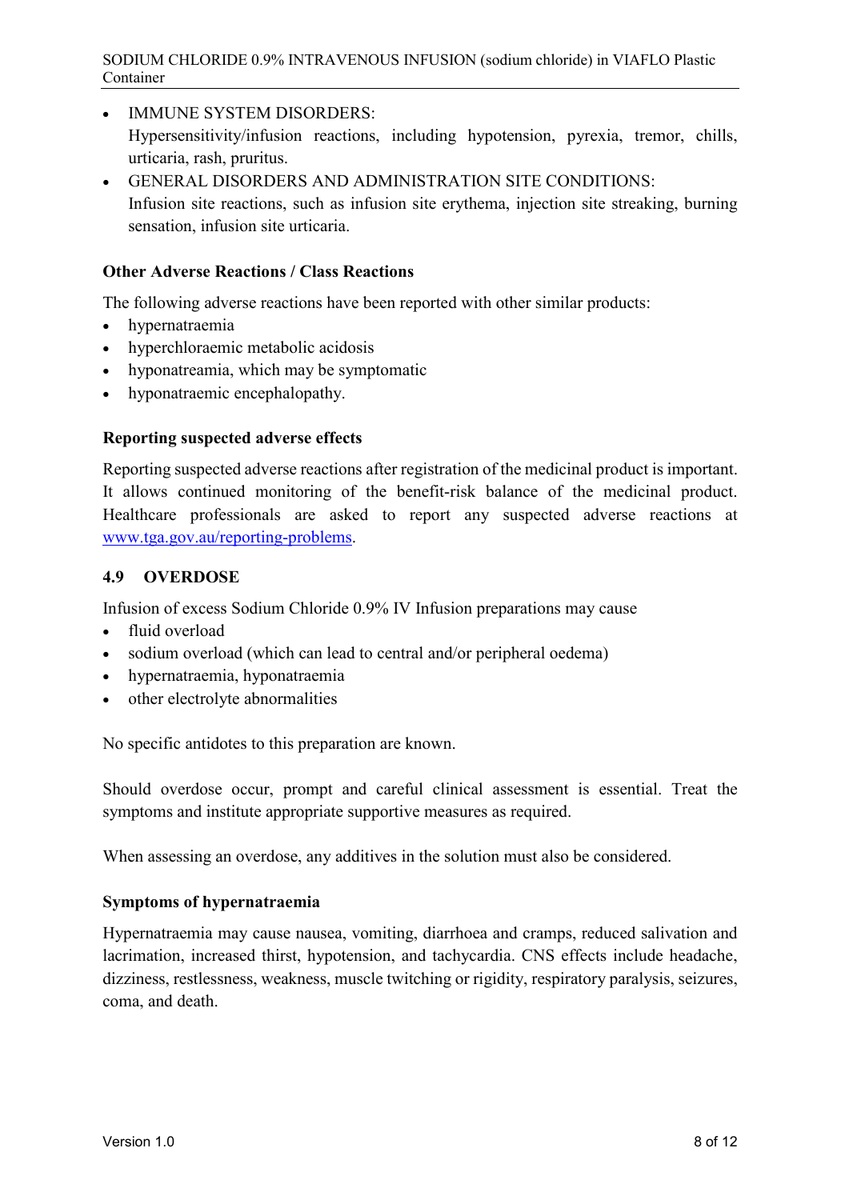- IMMUNE SYSTEM DISORDERS:
  Hypersensitivity/infusion reactions, including hypotension, pyrexia, tremor, chills, urticaria, rash, pruritus.
- GENERAL DISORDERS AND ADMINISTRATION SITE CONDITIONS:
  Infusion site reactions, such as infusion site erythema, injection site streaking, burning sensation, infusion site urticaria.

**Other Adverse Reactions / Class Reactions**

The following adverse reactions have been reported with other similar products:

- hypernatraemia
- hyperchloraemic metabolic acidosis
- hyponatreamia, which may be symptomatic
- hyponatraemic encephalopathy.

**Reporting suspected adverse effects**

Reporting suspected adverse reactions after registration of the medicinal product is important. It allows continued monitoring of the benefit-risk balance of the medicinal product. Healthcare professionals are asked to report any suspected adverse reactions at [www.tga.gov.au/reporting-problems](www.tga.gov.au/reporting-problems).

## 4.9 OVERDOSE

Infusion of excess Sodium Chloride 0.9% IV Infusion preparations may cause

- fluid overload
- sodium overload (which can lead to central and/or peripheral oedema)
- hypernatraemia, hyponatraemia
- other electrolyte abnormalities

No specific antidotes to this preparation are known.

Should overdose occur, prompt and careful clinical assessment is essential. Treat the symptoms and institute appropriate supportive measures as required.

When assessing an overdose, any additives in the solution must also be considered.

**Symptoms of hypernatraemia**

Hypernatraemia may cause nausea, vomiting, diarrhoea and cramps, reduced salivation and lacrimation, increased thirst, hypotension, and tachycardia. CNS effects include headache, dizziness, restlessness, weakness, muscle twitching or rigidity, respiratory paralysis, seizures, coma, and death.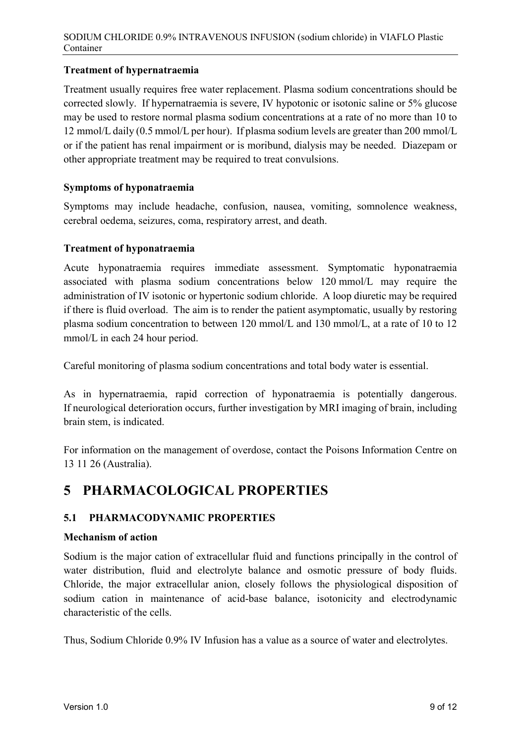### Treatment of hypernatraemia

Treatment usually requires free water replacement. Plasma sodium concentrations should be corrected slowly. If hypernatraemia is severe, IV hypotonic or isotonic saline or 5% glucose may be used to restore normal plasma sodium concentrations at a rate of no more than 10 to 12 mmol/L daily (0.5 mmol/L per hour). If plasma sodium levels are greater than 200 mmol/L or if the patient has renal impairment or is moribund, dialysis may be needed. Diazepam or other appropriate treatment may be required to treat convulsions.

### Symptoms of hyponatraemia

Symptoms may include headache, confusion, nausea, vomiting, somnolence weakness, cerebral oedema, seizures, coma, respiratory arrest, and death.

### Treatment of hyponatraemia

Acute hyponatraemia requires immediate assessment. Symptomatic hyponatraemia associated with plasma sodium concentrations below 120 mmol/L may require the administration of IV isotonic or hypertonic sodium chloride. A loop diuretic may be required if there is fluid overload. The aim is to render the patient asymptomatic, usually by restoring plasma sodium concentration to between 120 mmol/L and 130 mmol/L, at a rate of 10 to 12 mmol/L in each 24 hour period.

Careful monitoring of plasma sodium concentrations and total body water is essential.

As in hypernatraemia, rapid correction of hyponatraemia is potentially dangerous. If neurological deterioration occurs, further investigation by MRI imaging of brain, including brain stem, is indicated.

For information on the management of overdose, contact the Poisons Information Centre on 13 11 26 (Australia).

# 5 PHARMACOLOGICAL PROPERTIES

## 5.1 PHARMACODYNAMIC PROPERTIES

### Mechanism of action

Sodium is the major cation of extracellular fluid and functions principally in the control of water distribution, fluid and electrolyte balance and osmotic pressure of body fluids. Chloride, the major extracellular anion, closely follows the physiological disposition of sodium cation in maintenance of acid-base balance, isotonicity and electrodynamic characteristic of the cells.

Thus, Sodium Chloride 0.9% IV Infusion has a value as a source of water and electrolytes.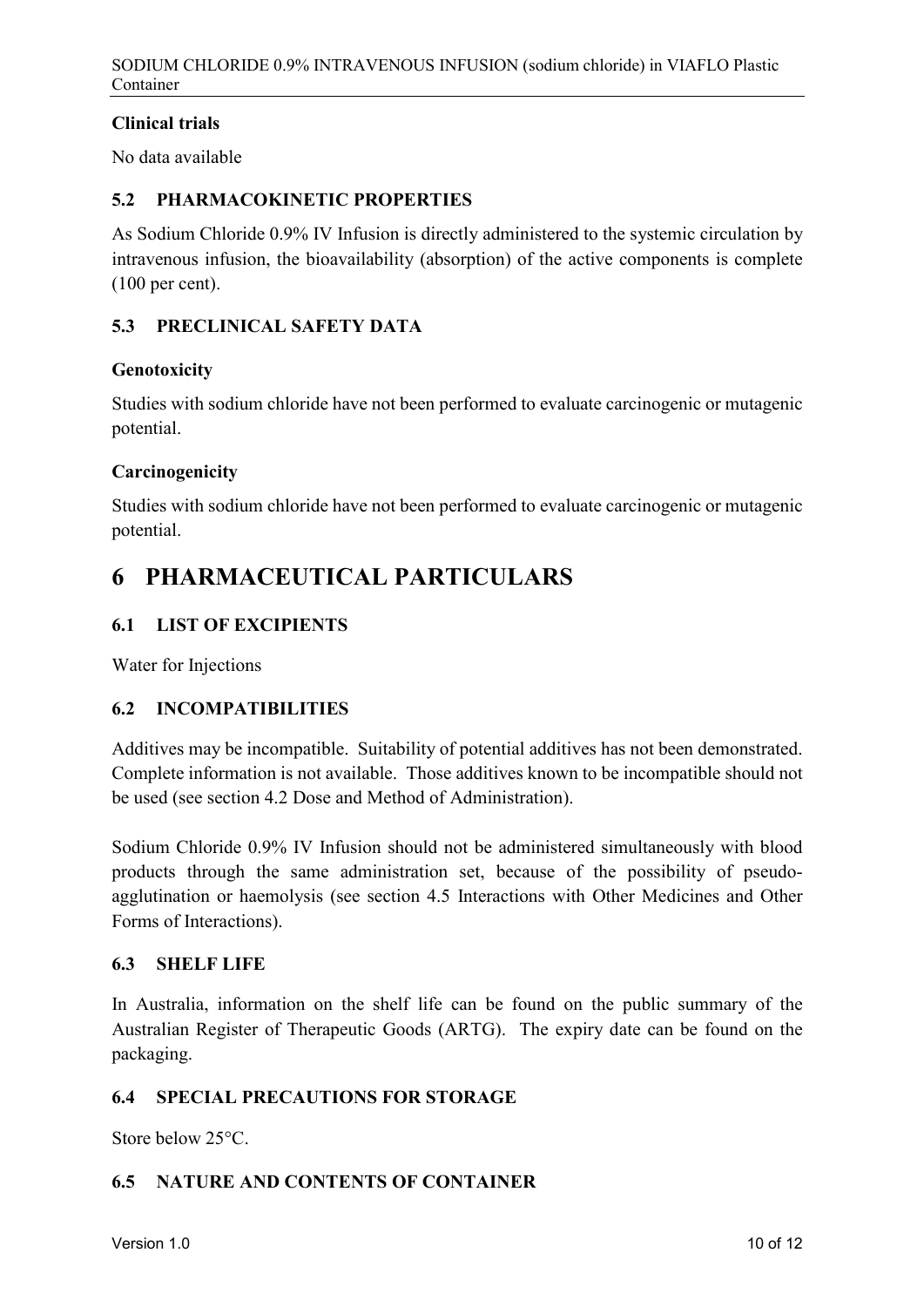### Clinical trials

No data available

## 5.2 PHARMACOKINETIC PROPERTIES

As Sodium Chloride 0.9% IV Infusion is directly administered to the systemic circulation by intravenous infusion, the bioavailability (absorption) of the active components is complete (100 per cent).

## 5.3 PRECLINICAL SAFETY DATA

### Genotoxicity

Studies with sodium chloride have not been performed to evaluate carcinogenic or mutagenic potential.

### Carcinogenicity

Studies with sodium chloride have not been performed to evaluate carcinogenic or mutagenic potential.

# 6 PHARMACEUTICAL PARTICULARS

## 6.1 LIST OF EXCIPIENTS

Water for Injections

## 6.2 INCOMPATIBILITIES

Additives may be incompatible. Suitability of potential additives has not been demonstrated. Complete information is not available. Those additives known to be incompatible should not be used (see section 4.2 Dose and Method of Administration).

Sodium Chloride 0.9% IV Infusion should not be administered simultaneously with blood products through the same administration set, because of the possibility of pseudo-agglutination or haemolysis (see section 4.5 Interactions with Other Medicines and Other Forms of Interactions).

## 6.3 SHELF LIFE

In Australia, information on the shelf life can be found on the public summary of the Australian Register of Therapeutic Goods (ARTG). The expiry date can be found on the packaging.

## 6.4 SPECIAL PRECAUTIONS FOR STORAGE

Store below 25°C.

## 6.5 NATURE AND CONTENTS OF CONTAINER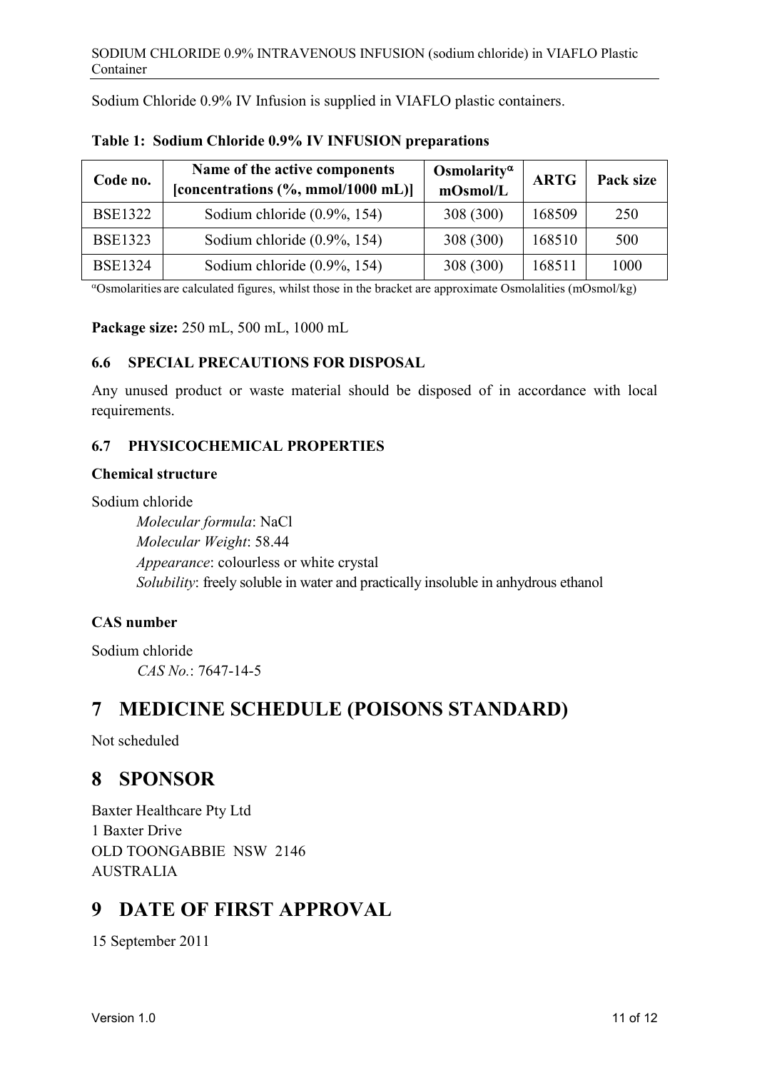Sodium Chloride 0.9% IV Infusion is supplied in VIAFLO plastic containers.

**Table 1: Sodium Chloride 0.9% IV INFUSION preparations**

| Code no. | Name of the active components [concentrations (%, mmol/1000 mL)] | Osmolarity$^{\alpha}$ mOsmol/L | ARTG | Pack size |
|---|---|---|---|---|
| BSE1322 | Sodium chloride (0.9%, 154) | 308 (300) | 168509 | 250 |
| BSE1323 | Sodium chloride (0.9%, 154) | 308 (300) | 168510 | 500 |
| BSE1324 | Sodium chloride (0.9%, 154) | 308 (300) | 168511 | 1000 |

$^{\alpha}$Osmolarities are calculated figures, whilst those in the bracket are approximate Osmolalities (mOsmol/kg)

**Package size:** 250 mL, 500 mL, 1000 mL

### 6.6 SPECIAL PRECAUTIONS FOR DISPOSAL

Any unused product or waste material should be disposed of in accordance with local requirements.

### 6.7 PHYSICOCHEMICAL PROPERTIES

**Chemical structure**

Sodium chloride

*Molecular formula*: NaCl
*Molecular Weight*: 58.44
*Appearance*: colourless or white crystal
*Solubility*: freely soluble in water and practically insoluble in anhydrous ethanol

**CAS number**

Sodium chloride

*CAS No.*: 7647-14-5

# 7 MEDICINE SCHEDULE (POISONS STANDARD)

Not scheduled

# 8 SPONSOR

Baxter Healthcare Pty Ltd
1 Baxter Drive
OLD TOONGABBIE NSW 2146
AUSTRALIA

# 9 DATE OF FIRST APPROVAL

15 September 2011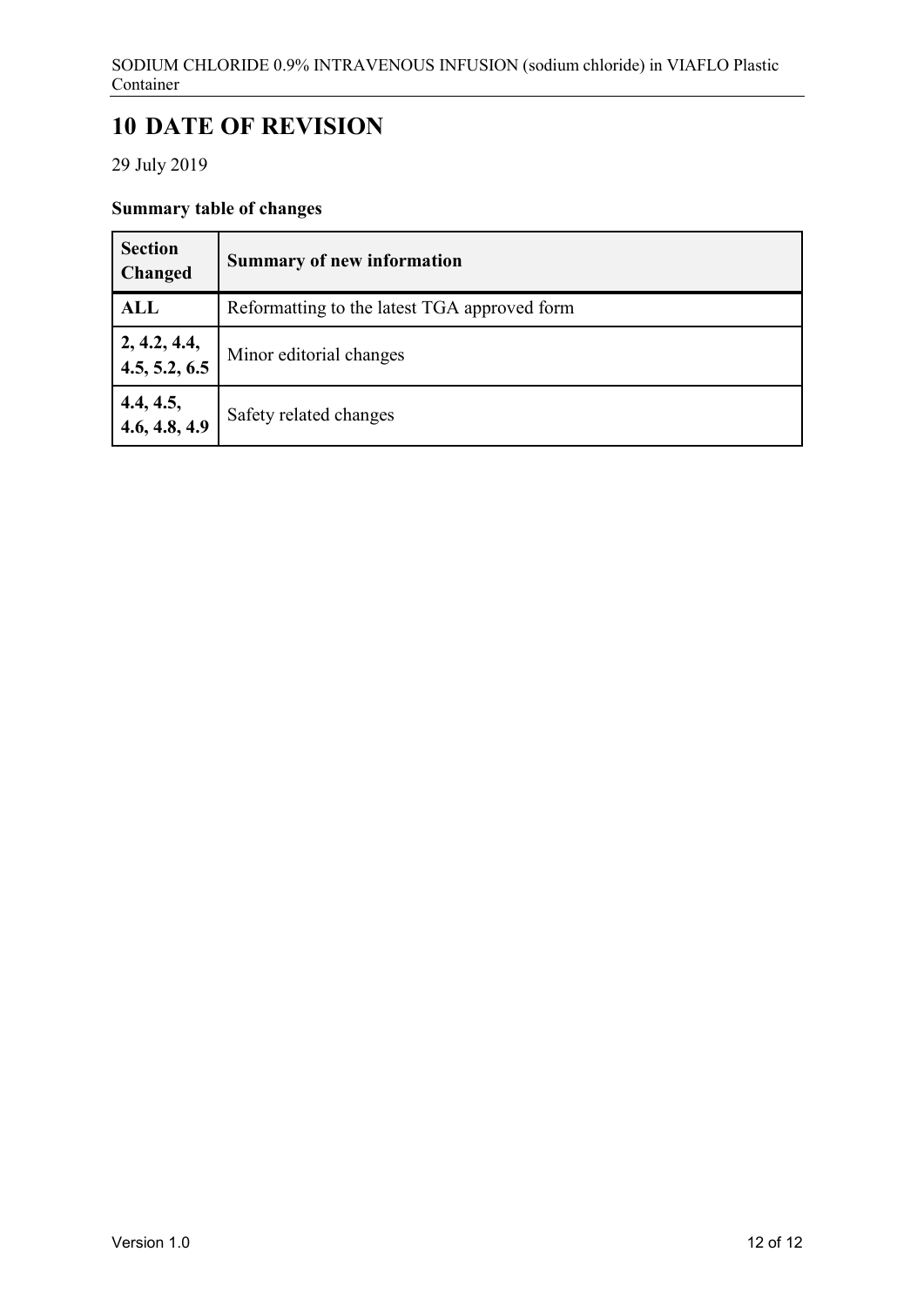# 10 DATE OF REVISION

29 July 2019

**Summary table of changes**

| Section Changed | Summary of new information |
|---|---|
| **ALL** | Reformatting to the latest TGA approved form |
| **2, 4.2, 4.4, 4.5, 5.2, 6.5** | Minor editorial changes |
| **4.4, 4.5, 4.6, 4.8, 4.9** | Safety related changes |